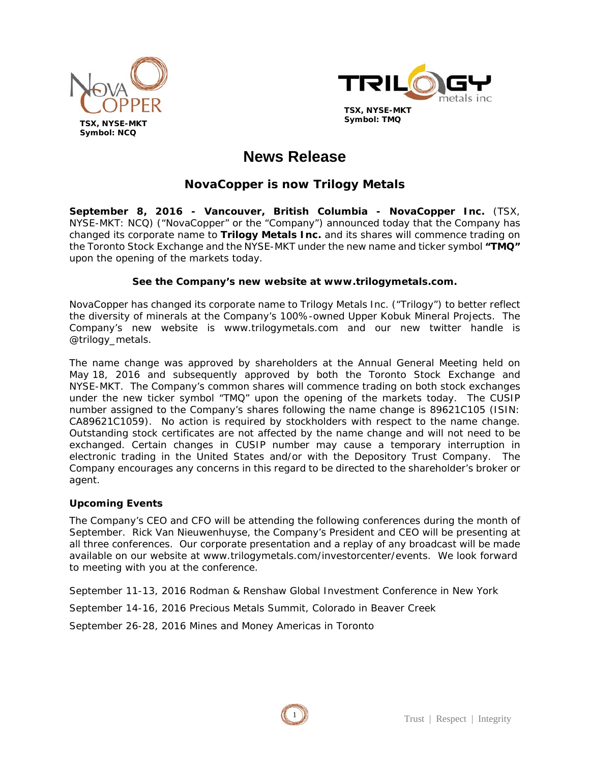TSX, NYSE-MKT
Symbol: NCQ

TSX, NYSE-MKT
Symbol: TMQ

# News Release

## NovaCopper is now Trilogy Metals

**September 8, 2016 - Vancouver, British Columbia - NovaCopper Inc.** (TSX, NYSE-MKT: NCQ) ("NovaCopper" or the "Company") announced today that the Company has changed its corporate name to **Trilogy Metals Inc.** and its shares will commence trading on the Toronto Stock Exchange and the NYSE-MKT under the new name and ticker symbol **"TMQ"** upon the opening of the markets today.

**See the Company's new website at www.trilogymetals.com.**

NovaCopper has changed its corporate name to Trilogy Metals Inc. ("Trilogy") to better reflect the diversity of minerals at the Company's 100%-owned Upper Kobuk Mineral Projects. The Company's new website is www.trilogymetals.com and our new twitter handle is @trilogy_metals.

The name change was approved by shareholders at the Annual General Meeting held on May 18, 2016 and subsequently approved by both the Toronto Stock Exchange and NYSE-MKT. The Company's common shares will commence trading on both stock exchanges under the new ticker symbol "TMQ" upon the opening of the markets today. The CUSIP number assigned to the Company's shares following the name change is 89621C105 (ISIN: CA89621C1059). No action is required by stockholders with respect to the name change. Outstanding stock certificates are not affected by the name change and will not need to be exchanged. Certain changes in CUSIP number may cause a temporary interruption in electronic trading in the United States and/or with the Depository Trust Company. The Company encourages any concerns in this regard to be directed to the shareholder's broker or agent.

**Upcoming Events**

The Company's CEO and CFO will be attending the following conferences during the month of September. Rick Van Nieuwenhuyse, the Company's President and CEO will be presenting at all three conferences. Our corporate presentation and a replay of any broadcast will be made available on our website at www.trilogymetals.com/investorcenter/events. We look forward to meeting with you at the conference.

September 11-13, 2016 Rodman & Renshaw Global Investment Conference in New York

September 14-16, 2016 Precious Metals Summit, Colorado in Beaver Creek

September 26-28, 2016 Mines and Money Americas in Toronto

Trust | Respect | Integrity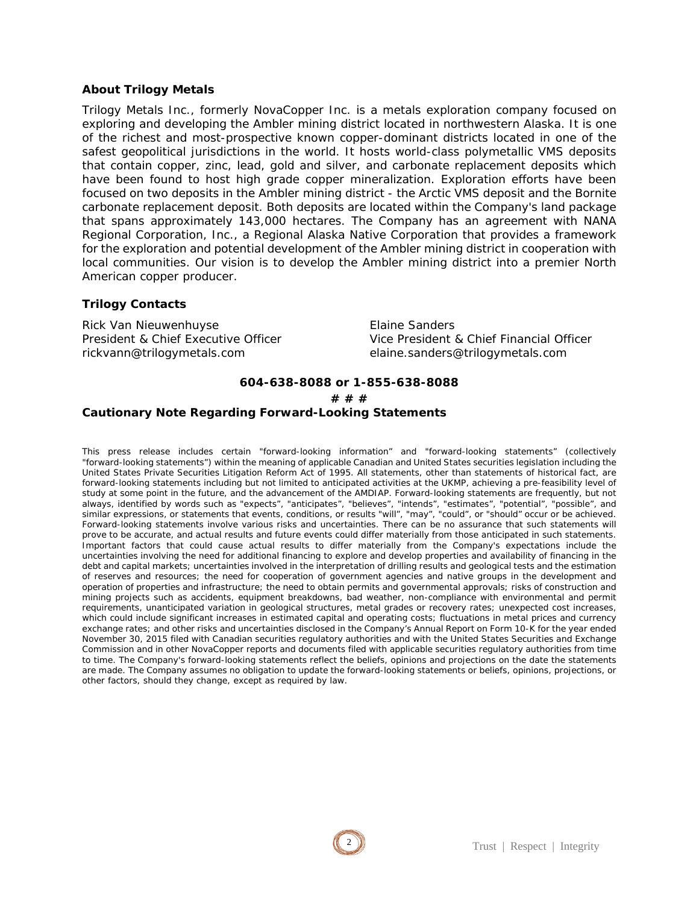## About Trilogy Metals

Trilogy Metals Inc., formerly NovaCopper Inc. is a metals exploration company focused on exploring and developing the Ambler mining district located in northwestern Alaska. It is one of the richest and most-prospective known copper-dominant districts located in one of the safest geopolitical jurisdictions in the world. It hosts world-class polymetallic VMS deposits that contain copper, zinc, lead, gold and silver, and carbonate replacement deposits which have been found to host high grade copper mineralization. Exploration efforts have been focused on two deposits in the Ambler mining district - the Arctic VMS deposit and the Bornite carbonate replacement deposit. Both deposits are located within the Company's land package that spans approximately 143,000 hectares. The Company has an agreement with NANA Regional Corporation, Inc., a Regional Alaska Native Corporation that provides a framework for the exploration and potential development of the Ambler mining district in cooperation with local communities. Our vision is to develop the Ambler mining district into a premier North American copper producer.

## Trilogy Contacts

Rick Van Nieuwenhuyse
President & Chief Executive Officer
rickvann@trilogymetals.com

Elaine Sanders
Vice President & Chief Financial Officer
elaine.sanders@trilogymetals.com

**604-638-8088 or 1-855-638-8088**

**# # #**

## Cautionary Note Regarding Forward-Looking Statements

This press release includes certain "forward-looking information" and "forward-looking statements" (collectively "forward-looking statements") within the meaning of applicable Canadian and United States securities legislation including the United States Private Securities Litigation Reform Act of 1995. All statements, other than statements of historical fact, are forward-looking statements including but not limited to anticipated activities at the UKMP, achieving a pre-feasibility level of study at some point in the future, and the advancement of the AMDIAP. Forward-looking statements are frequently, but not always, identified by words such as "expects", "anticipates", "believes", "intends", "estimates", "potential", "possible", and similar expressions, or statements that events, conditions, or results "will", "may", "could", or "should" occur or be achieved. Forward-looking statements involve various risks and uncertainties. There can be no assurance that such statements will prove to be accurate, and actual results and future events could differ materially from those anticipated in such statements. Important factors that could cause actual results to differ materially from the Company's expectations include the uncertainties involving the need for additional financing to explore and develop properties and availability of financing in the debt and capital markets; uncertainties involved in the interpretation of drilling results and geological tests and the estimation of reserves and resources; the need for cooperation of government agencies and native groups in the development and operation of properties and infrastructure; the need to obtain permits and governmental approvals; risks of construction and mining projects such as accidents, equipment breakdowns, bad weather, non-compliance with environmental and permit requirements, unanticipated variation in geological structures, metal grades or recovery rates; unexpected cost increases, which could include significant increases in estimated capital and operating costs; fluctuations in metal prices and currency exchange rates; and other risks and uncertainties disclosed in the Company's Annual Report on Form 10-K for the year ended November 30, 2015 filed with Canadian securities regulatory authorities and with the United States Securities and Exchange Commission and in other NovaCopper reports and documents filed with applicable securities regulatory authorities from time to time. The Company's forward-looking statements reflect the beliefs, opinions and projections on the date the statements are made. The Company assumes no obligation to update the forward-looking statements or beliefs, opinions, projections, or other factors, should they change, except as required by law.